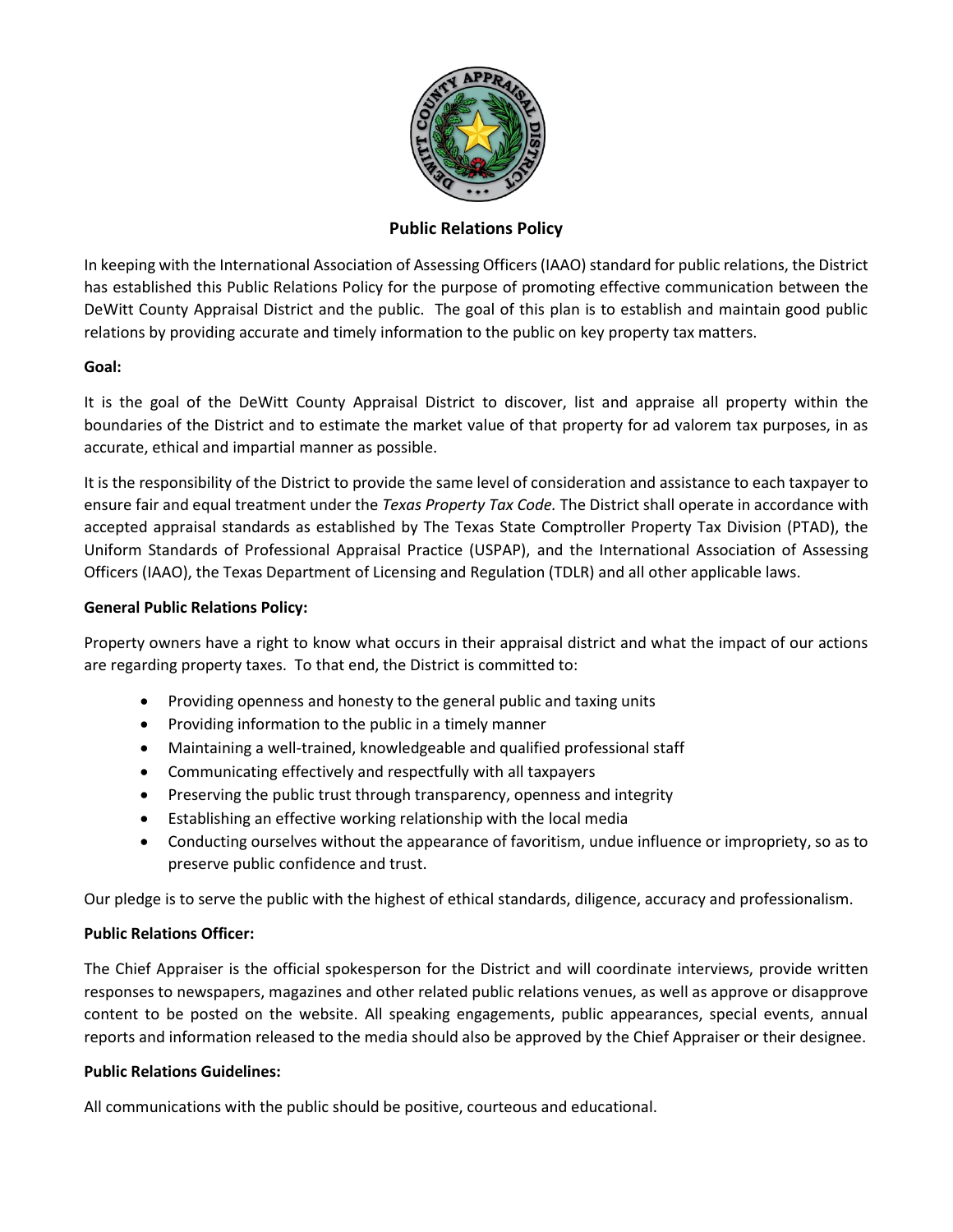# Public Relations Policy

In keeping with the International Association of Assessing Officers (IAAO) standard for public relations, the District has established this Public Relations Policy for the purpose of promoting effective communication between the DeWitt County Appraisal District and the public. The goal of this plan is to establish and maintain good public relations by providing accurate and timely information to the public on key property tax matters.

**Goal:**

It is the goal of the DeWitt County Appraisal District to discover, list and appraise all property within the boundaries of the District and to estimate the market value of that property for ad valorem tax purposes, in as accurate, ethical and impartial manner as possible.

It is the responsibility of the District to provide the same level of consideration and assistance to each taxpayer to ensure fair and equal treatment under the *Texas Property Tax Code.* The District shall operate in accordance with accepted appraisal standards as established by The Texas State Comptroller Property Tax Division (PTAD), the Uniform Standards of Professional Appraisal Practice (USPAP), and the International Association of Assessing Officers (IAAO), the Texas Department of Licensing and Regulation (TDLR) and all other applicable laws.

**General Public Relations Policy:**

Property owners have a right to know what occurs in their appraisal district and what the impact of our actions are regarding property taxes. To that end, the District is committed to:

- Providing openness and honesty to the general public and taxing units
- Providing information to the public in a timely manner
- Maintaining a well-trained, knowledgeable and qualified professional staff
- Communicating effectively and respectfully with all taxpayers
- Preserving the public trust through transparency, openness and integrity
- Establishing an effective working relationship with the local media
- Conducting ourselves without the appearance of favoritism, undue influence or impropriety, so as to preserve public confidence and trust.

Our pledge is to serve the public with the highest of ethical standards, diligence, accuracy and professionalism.

**Public Relations Officer:**

The Chief Appraiser is the official spokesperson for the District and will coordinate interviews, provide written responses to newspapers, magazines and other related public relations venues, as well as approve or disapprove content to be posted on the website. All speaking engagements, public appearances, special events, annual reports and information released to the media should also be approved by the Chief Appraiser or their designee.

**Public Relations Guidelines:**

All communications with the public should be positive, courteous and educational.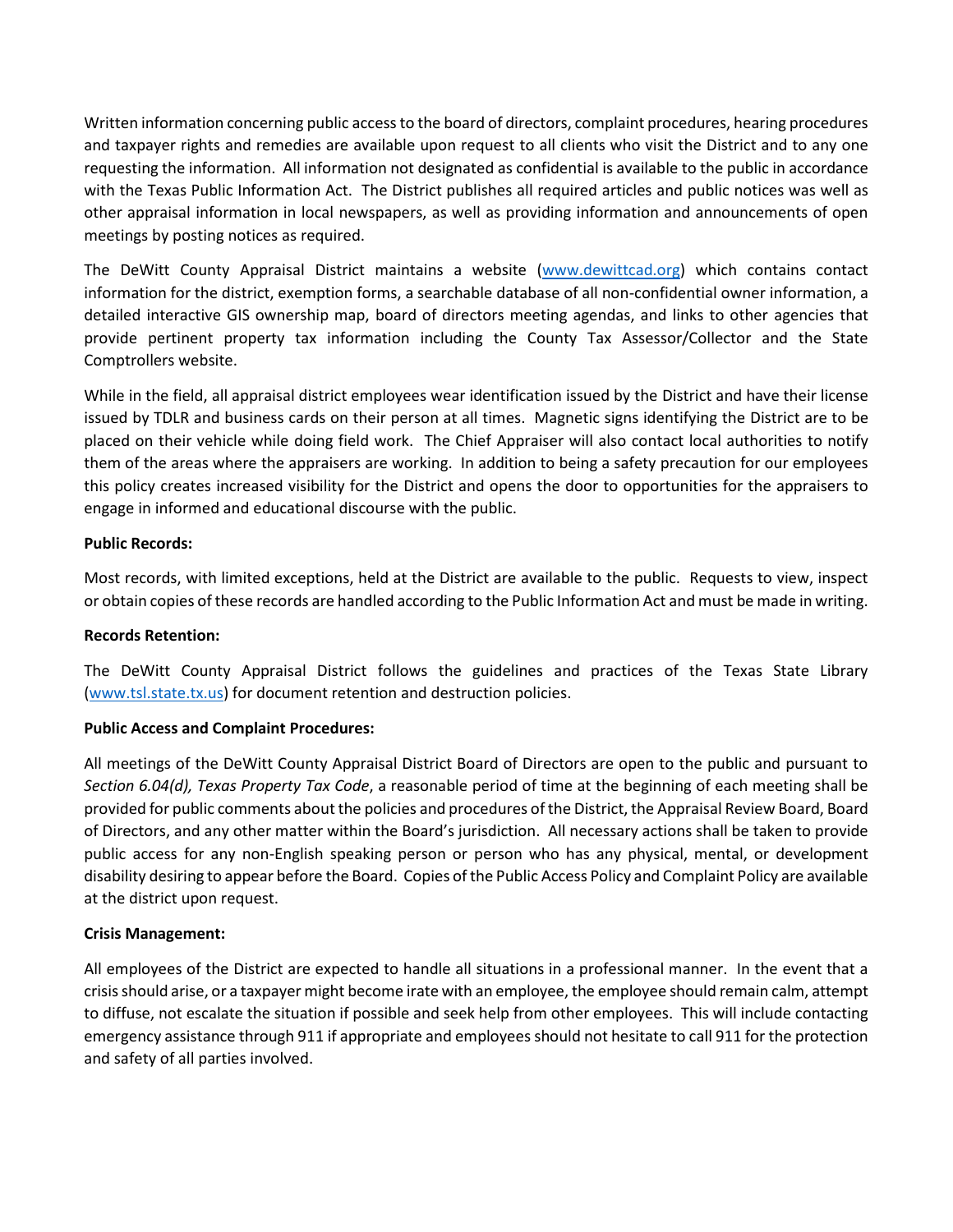Written information concerning public access to the board of directors, complaint procedures, hearing procedures and taxpayer rights and remedies are available upon request to all clients who visit the District and to any one requesting the information. All information not designated as confidential is available to the public in accordance with the Texas Public Information Act. The District publishes all required articles and public notices was well as other appraisal information in local newspapers, as well as providing information and announcements of open meetings by posting notices as required.

The DeWitt County Appraisal District maintains a website (www.dewittcad.org) which contains contact information for the district, exemption forms, a searchable database of all non-confidential owner information, a detailed interactive GIS ownership map, board of directors meeting agendas, and links to other agencies that provide pertinent property tax information including the County Tax Assessor/Collector and the State Comptrollers website.

While in the field, all appraisal district employees wear identification issued by the District and have their license issued by TDLR and business cards on their person at all times. Magnetic signs identifying the District are to be placed on their vehicle while doing field work. The Chief Appraiser will also contact local authorities to notify them of the areas where the appraisers are working. In addition to being a safety precaution for our employees this policy creates increased visibility for the District and opens the door to opportunities for the appraisers to engage in informed and educational discourse with the public.

**Public Records:**

Most records, with limited exceptions, held at the District are available to the public. Requests to view, inspect or obtain copies of these records are handled according to the Public Information Act and must be made in writing.

**Records Retention:**

The DeWitt County Appraisal District follows the guidelines and practices of the Texas State Library (www.tsl.state.tx.us) for document retention and destruction policies.

**Public Access and Complaint Procedures:**

All meetings of the DeWitt County Appraisal District Board of Directors are open to the public and pursuant to *Section 6.04(d), Texas Property Tax Code*, a reasonable period of time at the beginning of each meeting shall be provided for public comments about the policies and procedures of the District, the Appraisal Review Board, Board of Directors, and any other matter within the Board's jurisdiction. All necessary actions shall be taken to provide public access for any non-English speaking person or person who has any physical, mental, or development disability desiring to appear before the Board. Copies of the Public Access Policy and Complaint Policy are available at the district upon request.

**Crisis Management:**

All employees of the District are expected to handle all situations in a professional manner. In the event that a crisis should arise, or a taxpayer might become irate with an employee, the employee should remain calm, attempt to diffuse, not escalate the situation if possible and seek help from other employees. This will include contacting emergency assistance through 911 if appropriate and employees should not hesitate to call 911 for the protection and safety of all parties involved.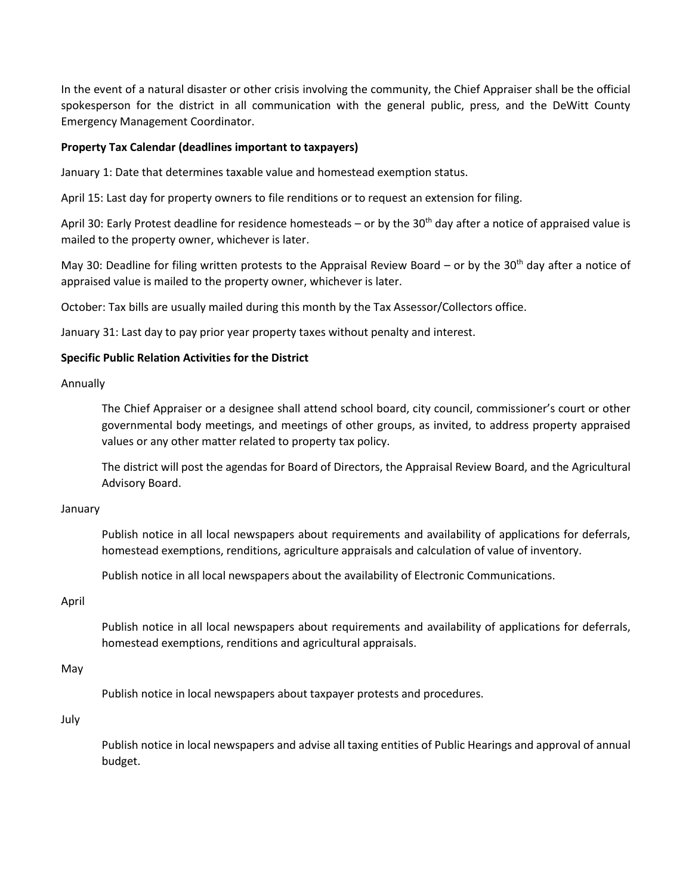In the event of a natural disaster or other crisis involving the community, the Chief Appraiser shall be the official spokesperson for the district in all communication with the general public, press, and the DeWitt County Emergency Management Coordinator.

**Property Tax Calendar (deadlines important to taxpayers)**

January 1: Date that determines taxable value and homestead exemption status.

April 15: Last day for property owners to file renditions or to request an extension for filing.

April 30: Early Protest deadline for residence homesteads – or by the 30th day after a notice of appraised value is mailed to the property owner, whichever is later.

May 30: Deadline for filing written protests to the Appraisal Review Board – or by the 30th day after a notice of appraised value is mailed to the property owner, whichever is later.

October: Tax bills are usually mailed during this month by the Tax Assessor/Collectors office.

January 31: Last day to pay prior year property taxes without penalty and interest.

**Specific Public Relation Activities for the District**

Annually

> The Chief Appraiser or a designee shall attend school board, city council, commissioner's court or other governmental body meetings, and meetings of other groups, as invited, to address property appraised values or any other matter related to property tax policy.
>
> The district will post the agendas for Board of Directors, the Appraisal Review Board, and the Agricultural Advisory Board.

January

> Publish notice in all local newspapers about requirements and availability of applications for deferrals, homestead exemptions, renditions, agriculture appraisals and calculation of value of inventory.
>
> Publish notice in all local newspapers about the availability of Electronic Communications.

April

> Publish notice in all local newspapers about requirements and availability of applications for deferrals, homestead exemptions, renditions and agricultural appraisals.

May

> Publish notice in local newspapers about taxpayer protests and procedures.

July

> Publish notice in local newspapers and advise all taxing entities of Public Hearings and approval of annual budget.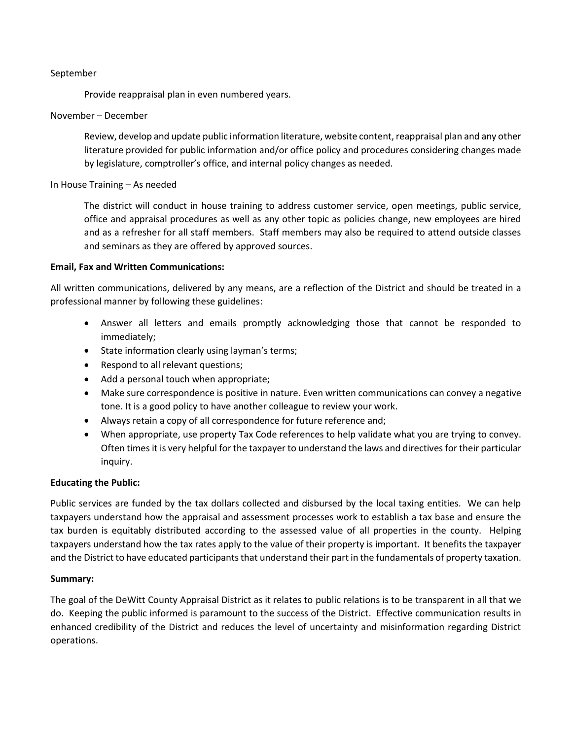September

Provide reappraisal plan in even numbered years.

November – December

Review, develop and update public information literature, website content, reappraisal plan and any other literature provided for public information and/or office policy and procedures considering changes made by legislature, comptroller's office, and internal policy changes as needed.

In House Training – As needed

The district will conduct in house training to address customer service, open meetings, public service, office and appraisal procedures as well as any other topic as policies change, new employees are hired and as a refresher for all staff members. Staff members may also be required to attend outside classes and seminars as they are offered by approved sources.

**Email, Fax and Written Communications:**

All written communications, delivered by any means, are a reflection of the District and should be treated in a professional manner by following these guidelines:

- Answer all letters and emails promptly acknowledging those that cannot be responded to immediately;
- State information clearly using layman's terms;
- Respond to all relevant questions;
- Add a personal touch when appropriate;
- Make sure correspondence is positive in nature. Even written communications can convey a negative tone. It is a good policy to have another colleague to review your work.
- Always retain a copy of all correspondence for future reference and;
- When appropriate, use property Tax Code references to help validate what you are trying to convey. Often times it is very helpful for the taxpayer to understand the laws and directives for their particular inquiry.

**Educating the Public:**

Public services are funded by the tax dollars collected and disbursed by the local taxing entities. We can help taxpayers understand how the appraisal and assessment processes work to establish a tax base and ensure the tax burden is equitably distributed according to the assessed value of all properties in the county. Helping taxpayers understand how the tax rates apply to the value of their property is important. It benefits the taxpayer and the District to have educated participants that understand their part in the fundamentals of property taxation.

**Summary:**

The goal of the DeWitt County Appraisal District as it relates to public relations is to be transparent in all that we do. Keeping the public informed is paramount to the success of the District. Effective communication results in enhanced credibility of the District and reduces the level of uncertainty and misinformation regarding District operations.